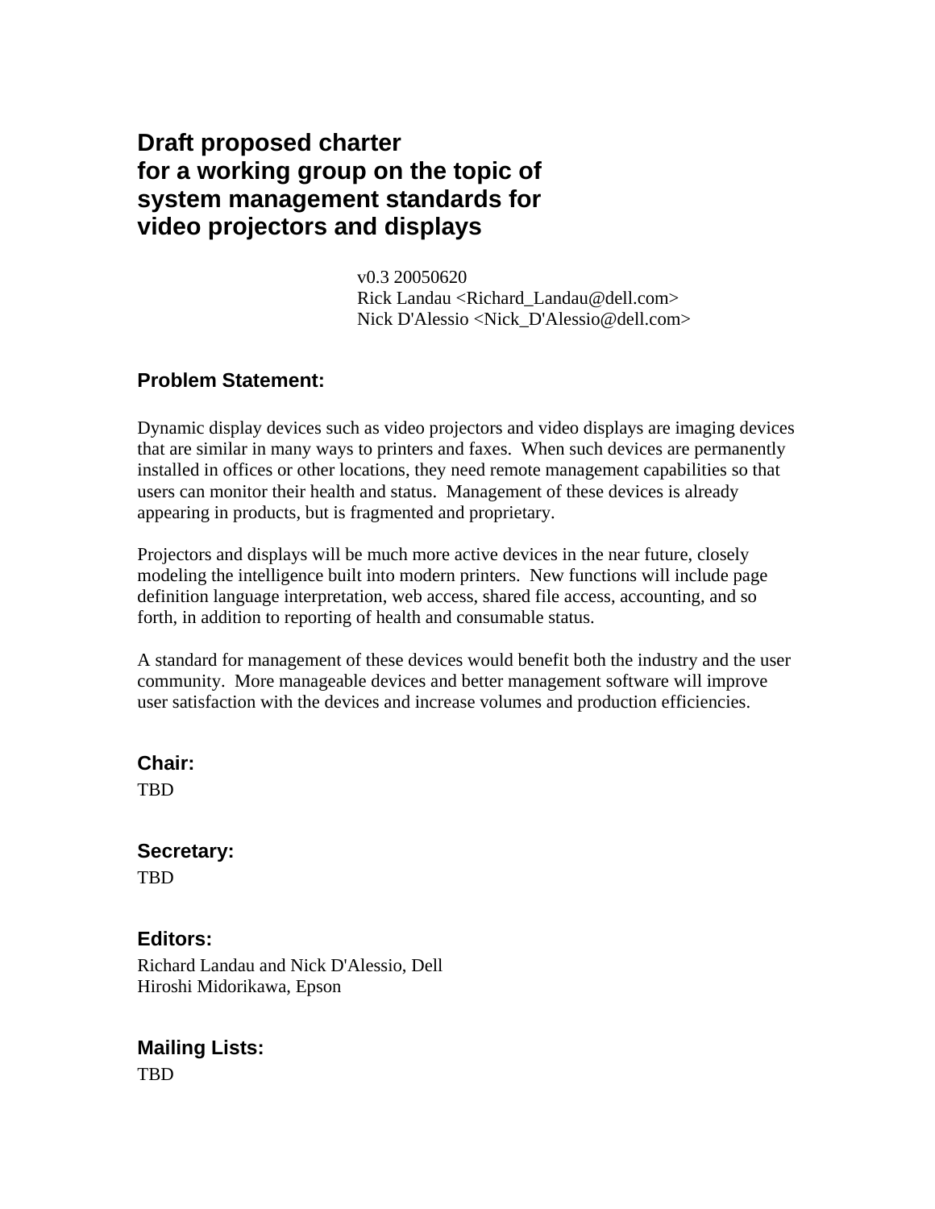# Draft proposed charter for a working group on the topic of system management standards for video projectors and displays

v0.3 20050620
Rick Landau <Richard_Landau@dell.com>
Nick D'Alessio <Nick_D'Alessio@dell.com>

## Problem Statement:

Dynamic display devices such as video projectors and video displays are imaging devices that are similar in many ways to printers and faxes. When such devices are permanently installed in offices or other locations, they need remote management capabilities so that users can monitor their health and status. Management of these devices is already appearing in products, but is fragmented and proprietary.

Projectors and displays will be much more active devices in the near future, closely modeling the intelligence built into modern printers. New functions will include page definition language interpretation, web access, shared file access, accounting, and so forth, in addition to reporting of health and consumable status.

A standard for management of these devices would benefit both the industry and the user community. More manageable devices and better management software will improve user satisfaction with the devices and increase volumes and production efficiencies.

## Chair:

TBD

## Secretary:

TBD

## Editors:

Richard Landau and Nick D'Alessio, Dell
Hiroshi Midorikawa, Epson

## Mailing Lists:

TBD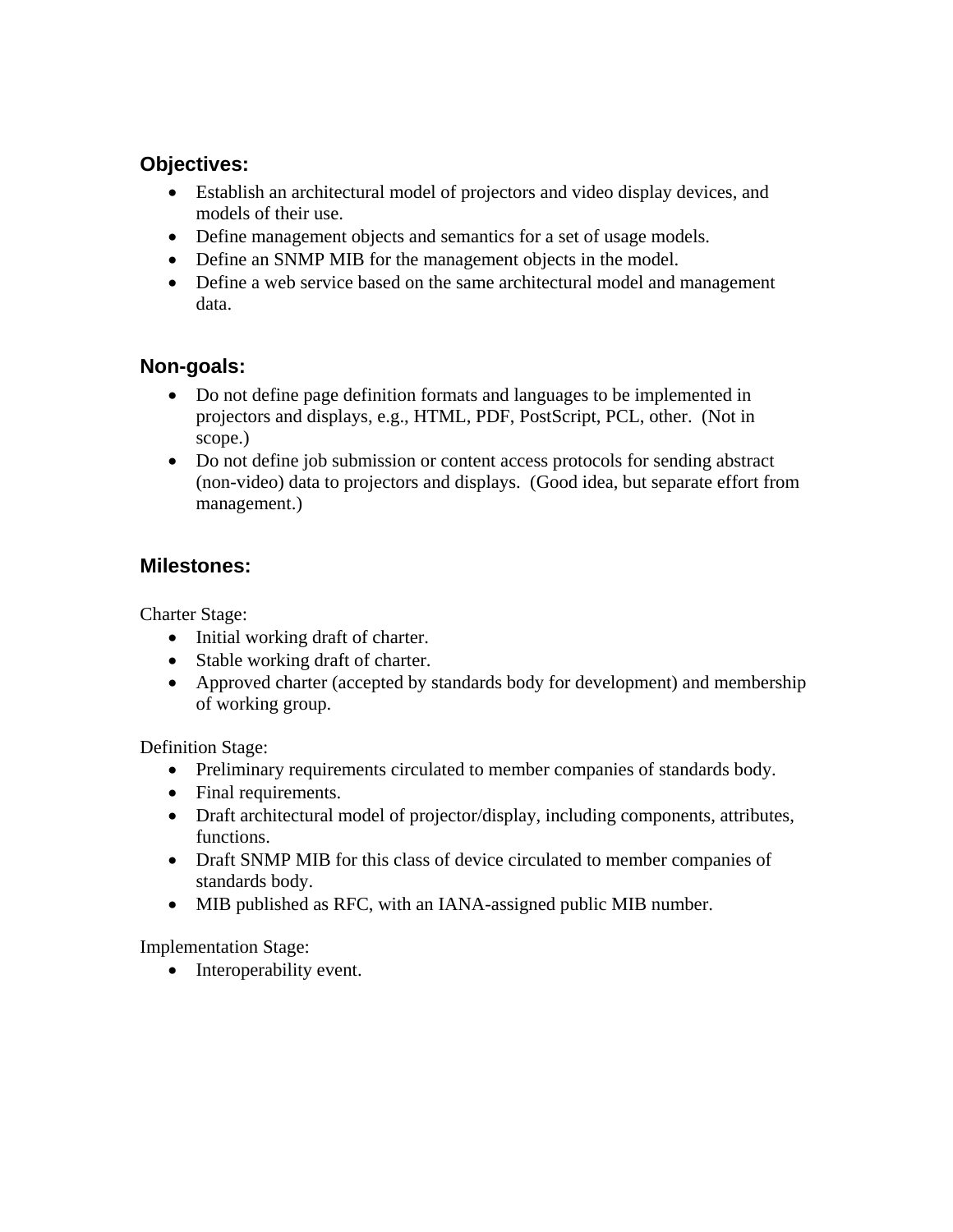## Objectives:

- Establish an architectural model of projectors and video display devices, and models of their use.
- Define management objects and semantics for a set of usage models.
- Define an SNMP MIB for the management objects in the model.
- Define a web service based on the same architectural model and management data.

## Non-goals:

- Do not define page definition formats and languages to be implemented in projectors and displays, e.g., HTML, PDF, PostScript, PCL, other. (Not in scope.)
- Do not define job submission or content access protocols for sending abstract (non-video) data to projectors and displays. (Good idea, but separate effort from management.)

## Milestones:

Charter Stage:

- Initial working draft of charter.
- Stable working draft of charter.
- Approved charter (accepted by standards body for development) and membership of working group.

Definition Stage:

- Preliminary requirements circulated to member companies of standards body.
- Final requirements.
- Draft architectural model of projector/display, including components, attributes, functions.
- Draft SNMP MIB for this class of device circulated to member companies of standards body.
- MIB published as RFC, with an IANA-assigned public MIB number.

Implementation Stage:

- Interoperability event.